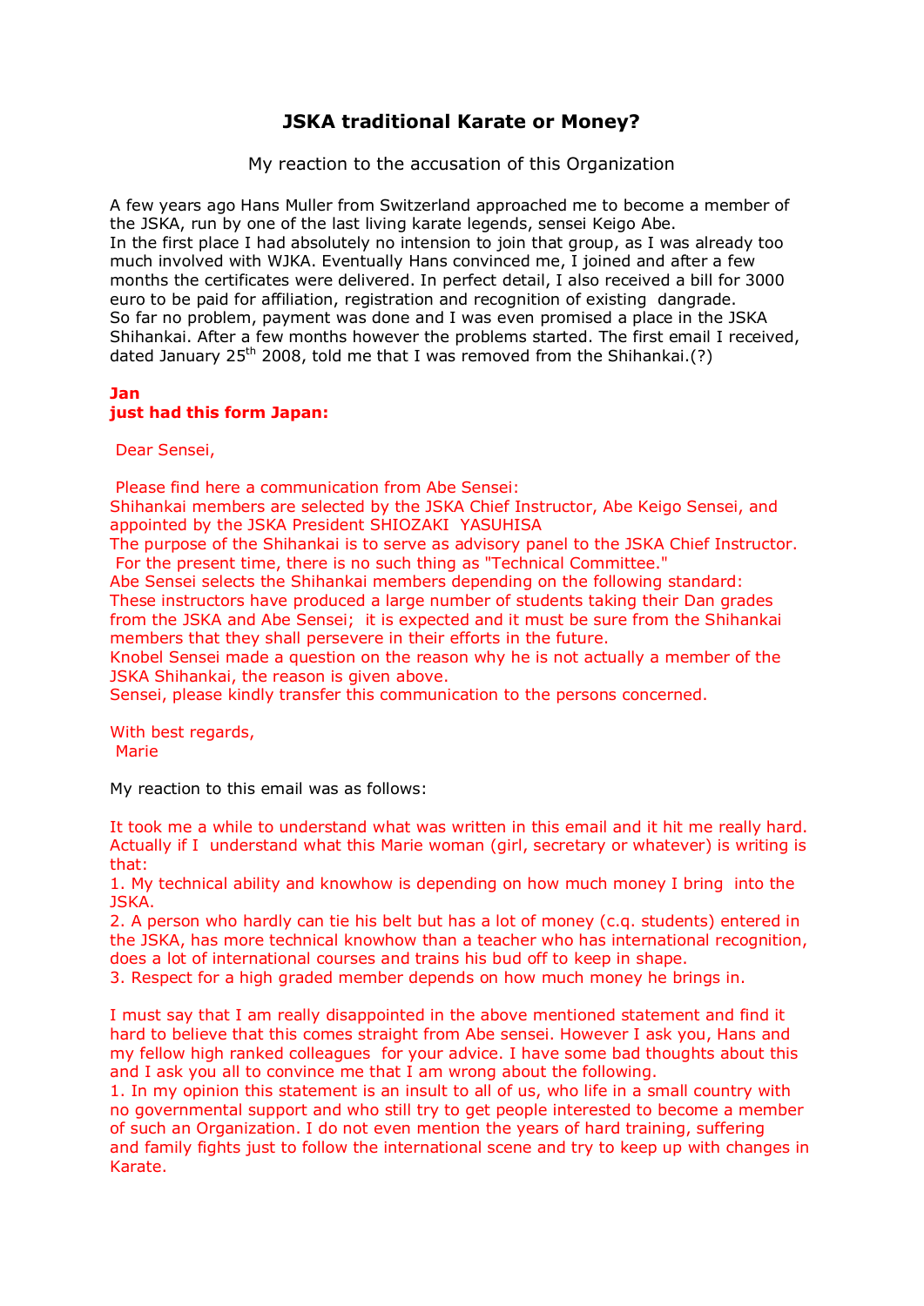# JSKA traditional Karate or Money?

My reaction to the accusation of this Organization

A few years ago Hans Muller from Switzerland approached me to become a member of the JSKA, run by one of the last living karate legends, sensei Keigo Abe.
In the first place I had absolutely no intension to join that group, as I was already too much involved with WJKA. Eventually Hans convinced me, I joined and after a few months the certificates were delivered. In perfect detail, I also received a bill for 3000 euro to be paid for affiliation, registration and recognition of existing dangrade.
So far no problem, payment was done and I was even promised a place in the JSKA Shihankai. After a few months however the problems started. The first email I received, dated January 25th 2008, told me that I was removed from the Shihankai.(?)

**Jan**
**just had this form Japan:**

Dear Sensei,

Please find here a communication from Abe Sensei:
Shihankai members are selected by the JSKA Chief Instructor, Abe Keigo Sensei, and appointed by the JSKA President SHIOZAKI YASUHISA
The purpose of the Shihankai is to serve as advisory panel to the JSKA Chief Instructor.
For the present time, there is no such thing as "Technical Committee."
Abe Sensei selects the Shihankai members depending on the following standard:
These instructors have produced a large number of students taking their Dan grades from the JSKA and Abe Sensei; it is expected and it must be sure from the Shihankai members that they shall persevere in their efforts in the future.
Knobel Sensei made a question on the reason why he is not actually a member of the JSKA Shihankai, the reason is given above.
Sensei, please kindly transfer this communication to the persons concerned.

With best regards,
Marie

My reaction to this email was as follows:

It took me a while to understand what was written in this email and it hit me really hard. Actually if I understand what this Marie woman (girl, secretary or whatever) is writing is that:
1. My technical ability and knowhow is depending on how much money I bring into the JSKA.
2. A person who hardly can tie his belt but has a lot of money (c.q. students) entered in the JSKA, has more technical knowhow than a teacher who has international recognition, does a lot of international courses and trains his bud off to keep in shape.
3. Respect for a high graded member depends on how much money he brings in.

I must say that I am really disappointed in the above mentioned statement and find it hard to believe that this comes straight from Abe sensei. However I ask you, Hans and my fellow high ranked colleagues for your advice. I have some bad thoughts about this and I ask you all to convince me that I am wrong about the following.
1. In my opinion this statement is an insult to all of us, who life in a small country with no governmental support and who still try to get people interested to become a member of such an Organization. I do not even mention the years of hard training, suffering and family fights just to follow the international scene and try to keep up with changes in Karate.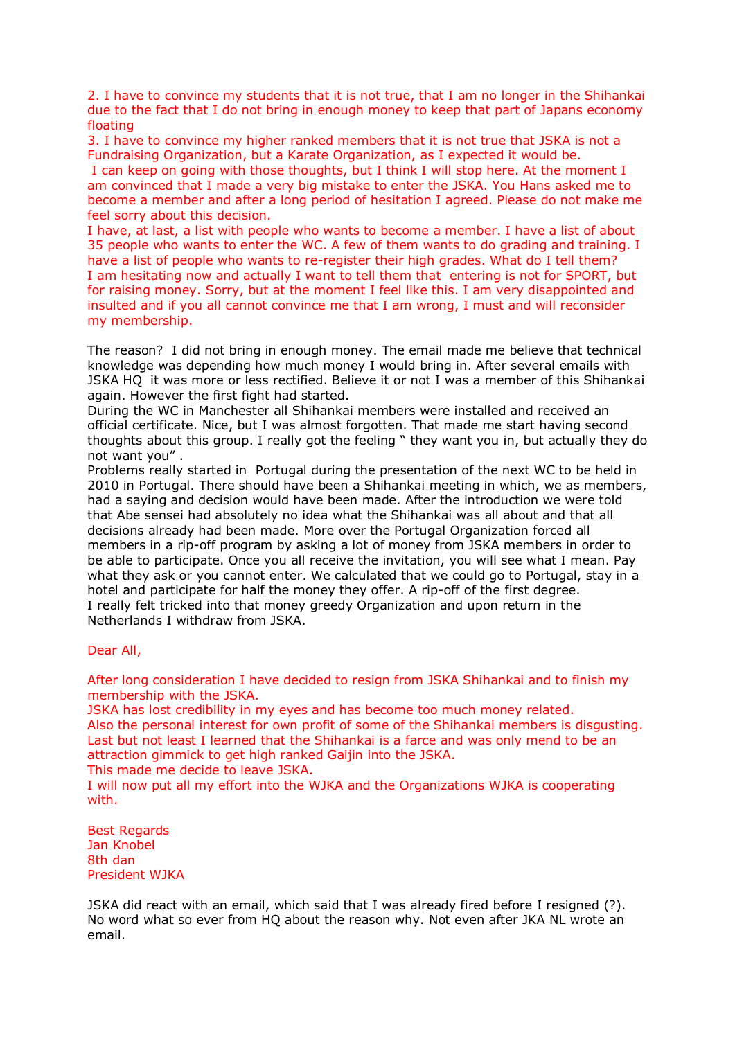2. I have to convince my students that it is not true, that I am no longer in the Shihankai due to the fact that I do not bring in enough money to keep that part of Japans economy floating

3. I have to convince my higher ranked members that it is not true that JSKA is not a Fundraising Organization, but a Karate Organization, as I expected it would be.

I can keep on going with those thoughts, but I think I will stop here. At the moment I am convinced that I made a very big mistake to enter the JSKA. You Hans asked me to become a member and after a long period of hesitation I agreed. Please do not make me feel sorry about this decision.

I have, at last, a list with people who wants to become a member. I have a list of about 35 people who wants to enter the WC. A few of them wants to do grading and training. I have a list of people who wants to re-register their high grades. What do I tell them?

I am hesitating now and actually I want to tell them that entering is not for SPORT, but for raising money. Sorry, but at the moment I feel like this. I am very disappointed and insulted and if you all cannot convince me that I am wrong, I must and will reconsider my membership.

The reason? I did not bring in enough money. The email made me believe that technical knowledge was depending how much money I would bring in. After several emails with JSKA HQ it was more or less rectified. Believe it or not I was a member of this Shihankai again. However the first fight had started.

During the WC in Manchester all Shihankai members were installed and received an official certificate. Nice, but I was almost forgotten. That made me start having second thoughts about this group. I really got the feeling " they want you in, but actually they do not want you" .

Problems really started in Portugal during the presentation of the next WC to be held in 2010 in Portugal. There should have been a Shihankai meeting in which, we as members, had a saying and decision would have been made. After the introduction we were told that Abe sensei had absolutely no idea what the Shihankai was all about and that all decisions already had been made. More over the Portugal Organization forced all members in a rip-off program by asking a lot of money from JSKA members in order to be able to participate. Once you all receive the invitation, you will see what I mean. Pay what they ask or you cannot enter. We calculated that we could go to Portugal, stay in a hotel and participate for half the money they offer. A rip-off of the first degree.

I really felt tricked into that money greedy Organization and upon return in the Netherlands I withdraw from JSKA.

Dear All,

After long consideration I have decided to resign from JSKA Shihankai and to finish my membership with the JSKA.

JSKA has lost credibility in my eyes and has become too much money related.

Also the personal interest for own profit of some of the Shihankai members is disgusting.

Last but not least I learned that the Shihankai is a farce and was only mend to be an attraction gimmick to get high ranked Gaijin into the JSKA.

This made me decide to leave JSKA.

I will now put all my effort into the WJKA and the Organizations WJKA is cooperating with.

Best Regards
Jan Knobel
8th dan
President WJKA

JSKA did react with an email, which said that I was already fired before I resigned (?). No word what so ever from HQ about the reason why. Not even after JKA NL wrote an email.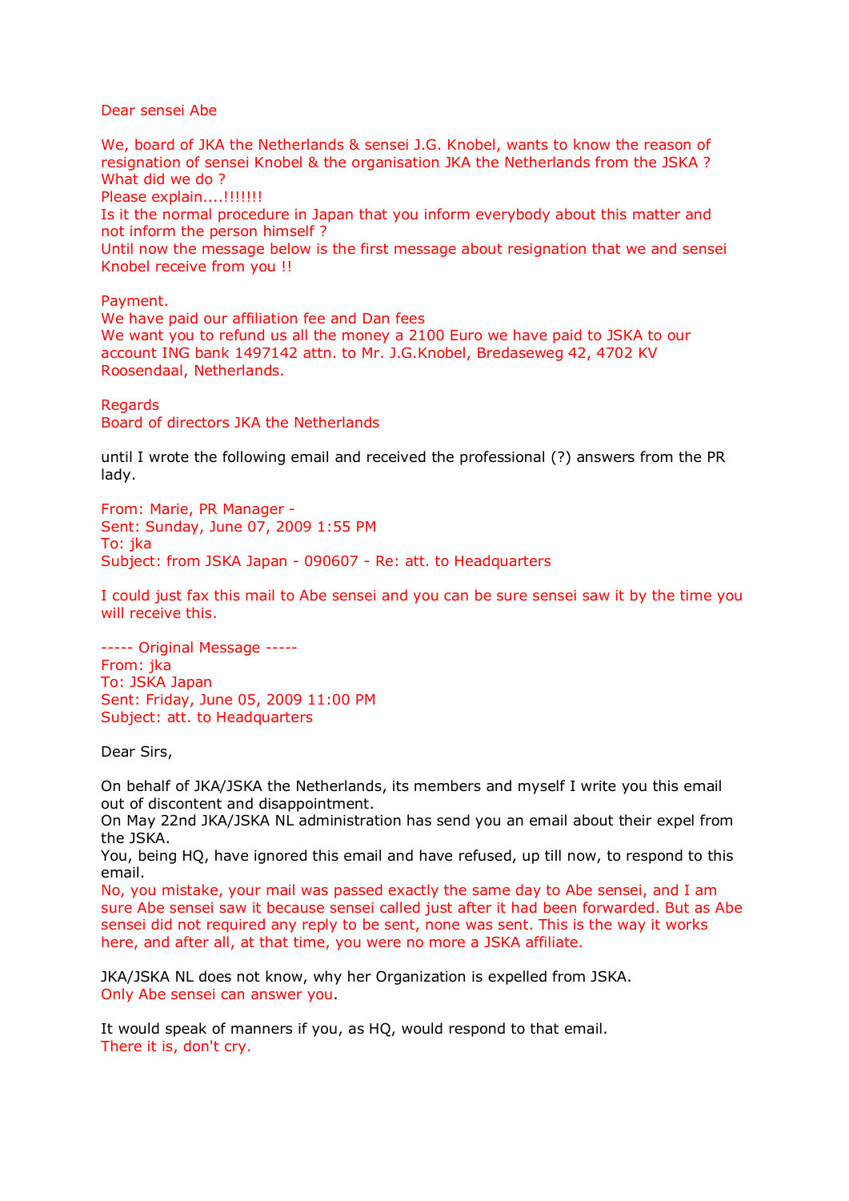Dear sensei Abe

We, board of JKA the Netherlands & sensei J.G. Knobel, wants to know the reason of resignation of sensei Knobel & the organisation JKA the Netherlands from the JSKA ?
What did we do ?
Please explain....!!!!!!!
Is it the normal procedure in Japan that you inform everybody about this matter and not inform the person himself ?
Until now the message below is the first message about resignation that we and sensei Knobel receive from you !!

Payment.
We have paid our affiliation fee and Dan fees
We want you to refund us all the money a 2100 Euro we have paid to JSKA to our account ING bank 1497142 attn. to Mr. J.G.Knobel, Bredaseweg 42, 4702 KV Roosendaal, Netherlands.

Regards
Board of directors JKA the Netherlands

until I wrote the following email and received the professional (?) answers from the PR lady.

From: Marie, PR Manager -
Sent: Sunday, June 07, 2009 1:55 PM
To: jka
Subject: from JSKA Japan - 090607 - Re: att. to Headquarters

I could just fax this mail to Abe sensei and you can be sure sensei saw it by the time you will receive this.

----- Original Message -----
From: jka
To: JSKA Japan
Sent: Friday, June 05, 2009 11:00 PM
Subject: att. to Headquarters

Dear Sirs,

On behalf of JKA/JSKA the Netherlands, its members and myself I write you this email out of discontent and disappointment.
On May 22nd JKA/JSKA NL administration has send you an email about their expel from the JSKA.
You, being HQ, have ignored this email and have refused, up till now, to respond to this email.
No, you mistake, your mail was passed exactly the same day to Abe sensei, and I am sure Abe sensei saw it because sensei called just after it had been forwarded. But as Abe sensei did not required any reply to be sent, none was sent. This is the way it works here, and after all, at that time, you were no more a JSKA affiliate.

JKA/JSKA NL does not know, why her Organization is expelled from JSKA.
Only Abe sensei can answer you.

It would speak of manners if you, as HQ, would respond to that email.
There it is, don't cry.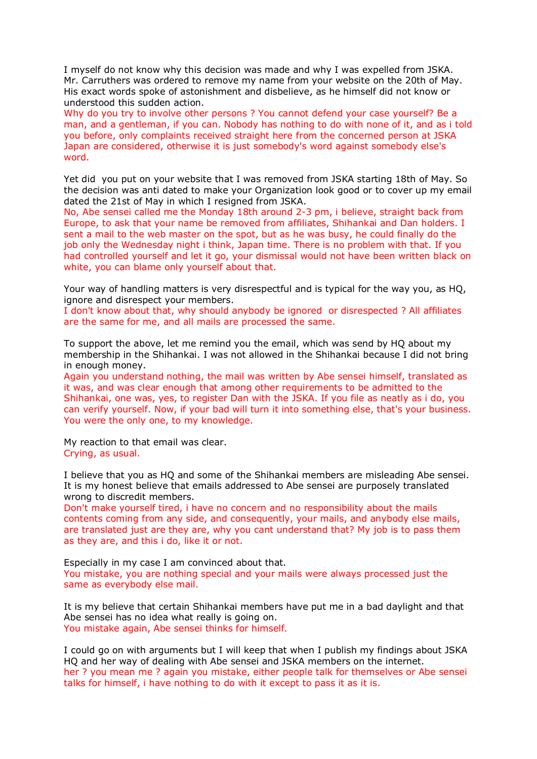I myself do not know why this decision was made and why I was expelled from JSKA. Mr. Carruthers was ordered to remove my name from your website on the 20th of May. His exact words spoke of astonishment and disbelieve, as he himself did not know or understood this sudden action.

Why do you try to involve other persons ? You cannot defend your case yourself? Be a man, and a gentleman, if you can. Nobody has nothing to do with none of it, and as i told you before, only complaints received straight here from the concerned person at JSKA Japan are considered, otherwise it is just somebody's word against somebody else's word.

Yet did  you put on your website that I was removed from JSKA starting 18th of May. So the decision was anti dated to make your Organization look good or to cover up my email dated the 21st of May in which I resigned from JSKA.

No, Abe sensei called me the Monday 18th around 2-3 pm, i believe, straight back from Europe, to ask that your name be removed from affiliates, Shihankai and Dan holders. I sent a mail to the web master on the spot, but as he was busy, he could finally do the job only the Wednesday night i think, Japan time. There is no problem with that. If you had controlled yourself and let it go, your dismissal would not have been written black on white, you can blame only yourself about that.

Your way of handling matters is very disrespectful and is typical for the way you, as HQ, ignore and disrespect your members.

I don't know about that, why should anybody be ignored  or disrespected ? All affiliates are the same for me, and all mails are processed the same.

To support the above, let me remind you the email, which was send by HQ about my membership in the Shihankai. I was not allowed in the Shihankai because I did not bring in enough money.

Again you understand nothing, the mail was written by Abe sensei himself, translated as it was, and was clear enough that among other requirements to be admitted to the Shihankai, one was, yes, to register Dan with the JSKA. If you file as neatly as i do, you can verify yourself. Now, if your bad will turn it into something else, that's your business. You were the only one, to my knowledge.

My reaction to that email was clear.

Crying, as usual.

I believe that you as HQ and some of the Shihankai members are misleading Abe sensei. It is my honest believe that emails addressed to Abe sensei are purposely translated wrong to discredit members.

Don't make yourself tired, i have no concern and no responsibility about the mails contents coming from any side, and consequently, your mails, and anybody else mails, are translated just are they are, why you cant understand that? My job is to pass them as they are, and this i do, like it or not.

Especially in my case I am convinced about that.

You mistake, you are nothing special and your mails were always processed just the same as everybody else mail.

It is my believe that certain Shihankai members have put me in a bad daylight and that Abe sensei has no idea what really is going on.

You mistake again, Abe sensei thinks for himself.

I could go on with arguments but I will keep that when I publish my findings about JSKA HQ and her way of dealing with Abe sensei and JSKA members on the internet.

her ? you mean me ? again you mistake, either people talk for themselves or Abe sensei talks for himself, i have nothing to do with it except to pass it as it is.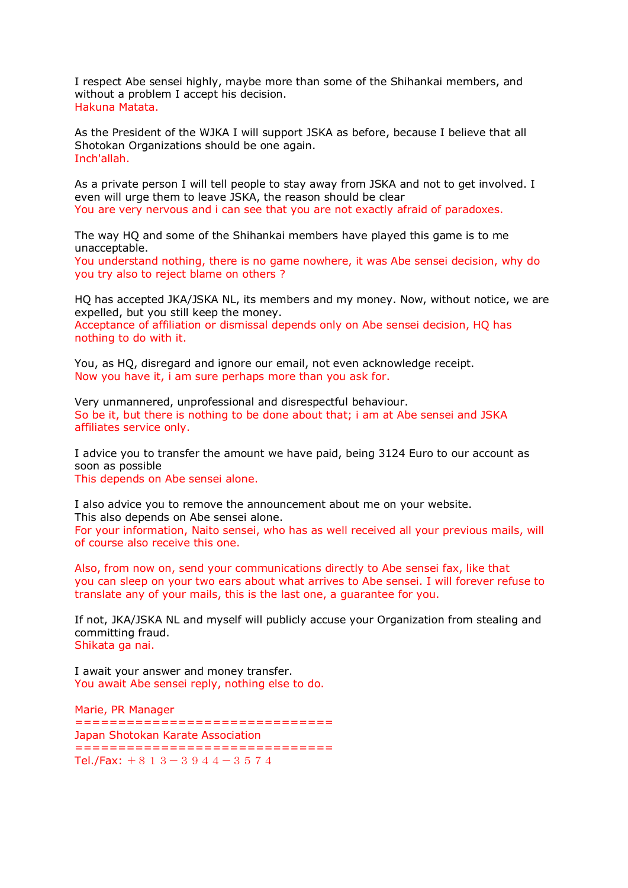I respect Abe sensei highly, maybe more than some of the Shihankai members, and without a problem I accept his decision.
Hakuna Matata.

As the President of the WJKA I will support JSKA as before, because I believe that all Shotokan Organizations should be one again.
Inch'allah.

As a private person I will tell people to stay away from JSKA and not to get involved. I even will urge them to leave JSKA, the reason should be clear
You are very nervous and i can see that you are not exactly afraid of paradoxes.

The way HQ and some of the Shihankai members have played this game is to me unacceptable.
You understand nothing, there is no game nowhere, it was Abe sensei decision, why do you try also to reject blame on others ?

HQ has accepted JKA/JSKA NL, its members and my money. Now, without notice, we are expelled, but you still keep the money.
Acceptance of affiliation or dismissal depends only on Abe sensei decision, HQ has nothing to do with it.

You, as HQ, disregard and ignore our email, not even acknowledge receipt.
Now you have it, i am sure perhaps more than you ask for.

Very unmannered, unprofessional and disrespectful behaviour.
So be it, but there is nothing to be done about that; i am at Abe sensei and JSKA affiliates service only.

I advice you to transfer the amount we have paid, being 3124 Euro to our account as soon as possible
This depends on Abe sensei alone.

I also advice you to remove the announcement about me on your website.
This also depends on Abe sensei alone.
For your information, Naito sensei, who has as well received all your previous mails, will of course also receive this one.

Also, from now on, send your communications directly to Abe sensei fax, like that you can sleep on your two ears about what arrives to Abe sensei. I will forever refuse to translate any of your mails, this is the last one, a guarantee for you.

If not, JKA/JSKA NL and myself will publicly accuse your Organization from stealing and committing fraud.
Shikata ga nai.

I await your answer and money transfer.
You await Abe sensei reply, nothing else to do.

Marie, PR Manager
==============================
Japan Shotokan Karate Association
==============================
Tel./Fax: ＋８１３－３９４４－３５７４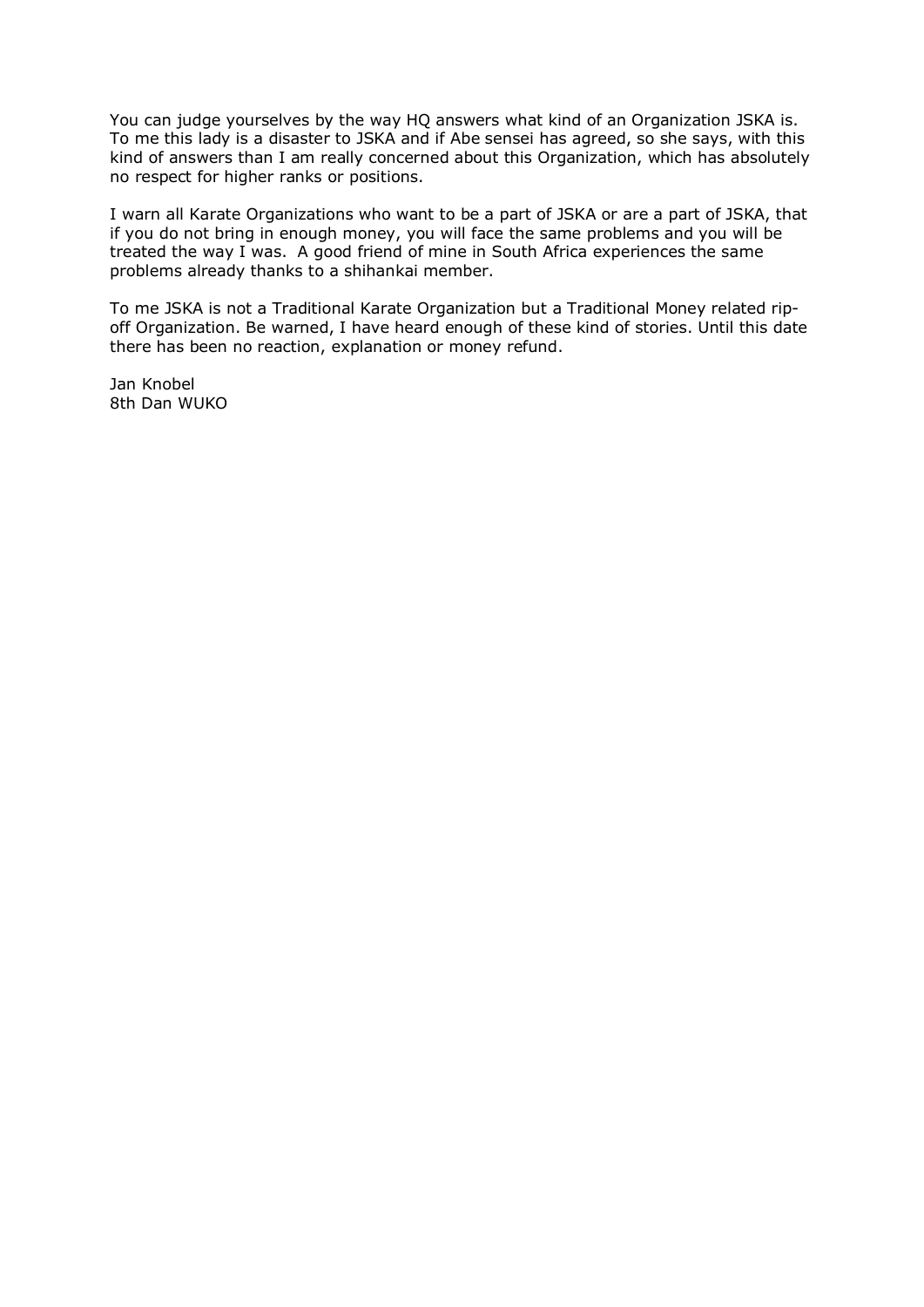You can judge yourselves by the way HQ answers what kind of an Organization JSKA is. To me this lady is a disaster to JSKA and if Abe sensei has agreed, so she says, with this kind of answers than I am really concerned about this Organization, which has absolutely no respect for higher ranks or positions.

I warn all Karate Organizations who want to be a part of JSKA or are a part of JSKA, that if you do not bring in enough money, you will face the same problems and you will be treated the way I was. A good friend of mine in South Africa experiences the same problems already thanks to a shihankai member.

To me JSKA is not a Traditional Karate Organization but a Traditional Money related rip-off Organization. Be warned, I have heard enough of these kind of stories. Until this date there has been no reaction, explanation or money refund.

Jan Knobel
8th Dan WUKO